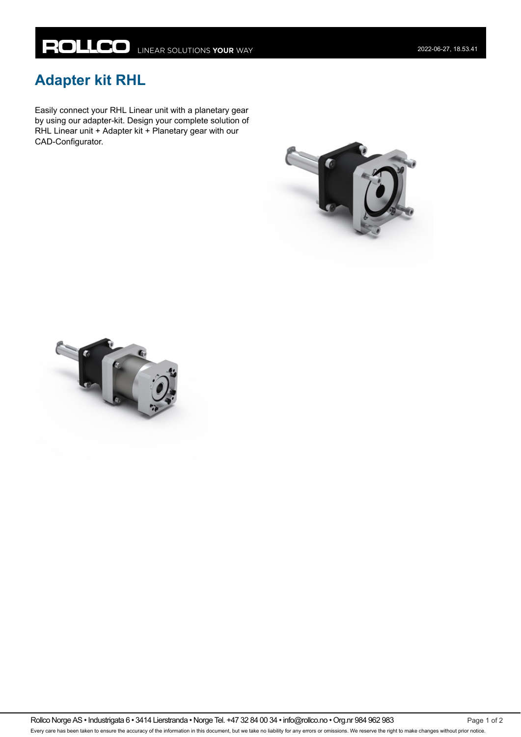# Adapter kit RHL

Easily connect your RHL Linear unit with a planetary gear by using our adapter-kit. Design your complete solution of RHL Linear unit + Adapter kit + Planetary gear with our CAD-Configurator.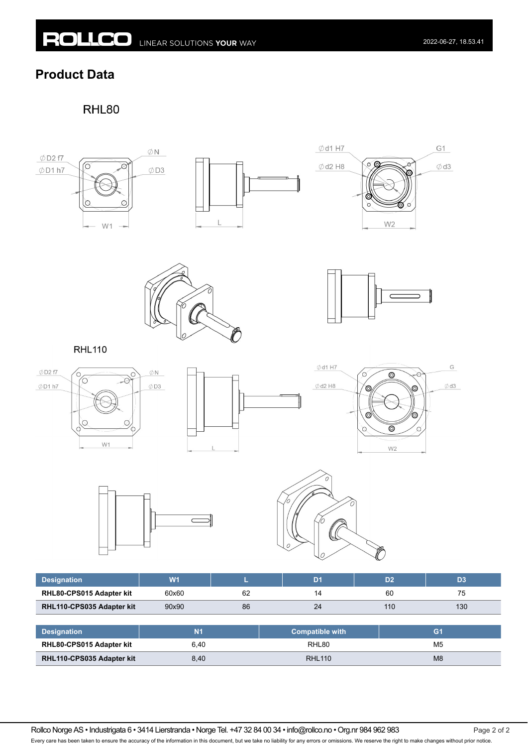## Product Data

RHL80

ØD2 f7

ØD1 h7

ØN

ØD3

W1

L

Ød1 H7

Ød2 H8

G1

Ød3

W2

RHL110

ØD2 f7

ØD1 h7

ØN

ØD3

W1

L

Ød1 H7

Ød2 H8

G

Ød3

W2

| Designation | W1 | L | D1 | D2 | D3 |
|---|---|---|---|---|---|
| **RHL80-CPS015 Adapter kit** | 60x60 | 62 | 14 | 60 | 75 |
| **RHL110-CPS035 Adapter kit** | 90x90 | 86 | 24 | 110 | 130 |

| Designation | N1 | Compatible with | G1 |
|---|---|---|---|
| **RHL80-CPS015 Adapter kit** | 6,40 | RHL80 | M5 |
| **RHL110-CPS035 Adapter kit** | 8,40 | RHL110 | M8 |